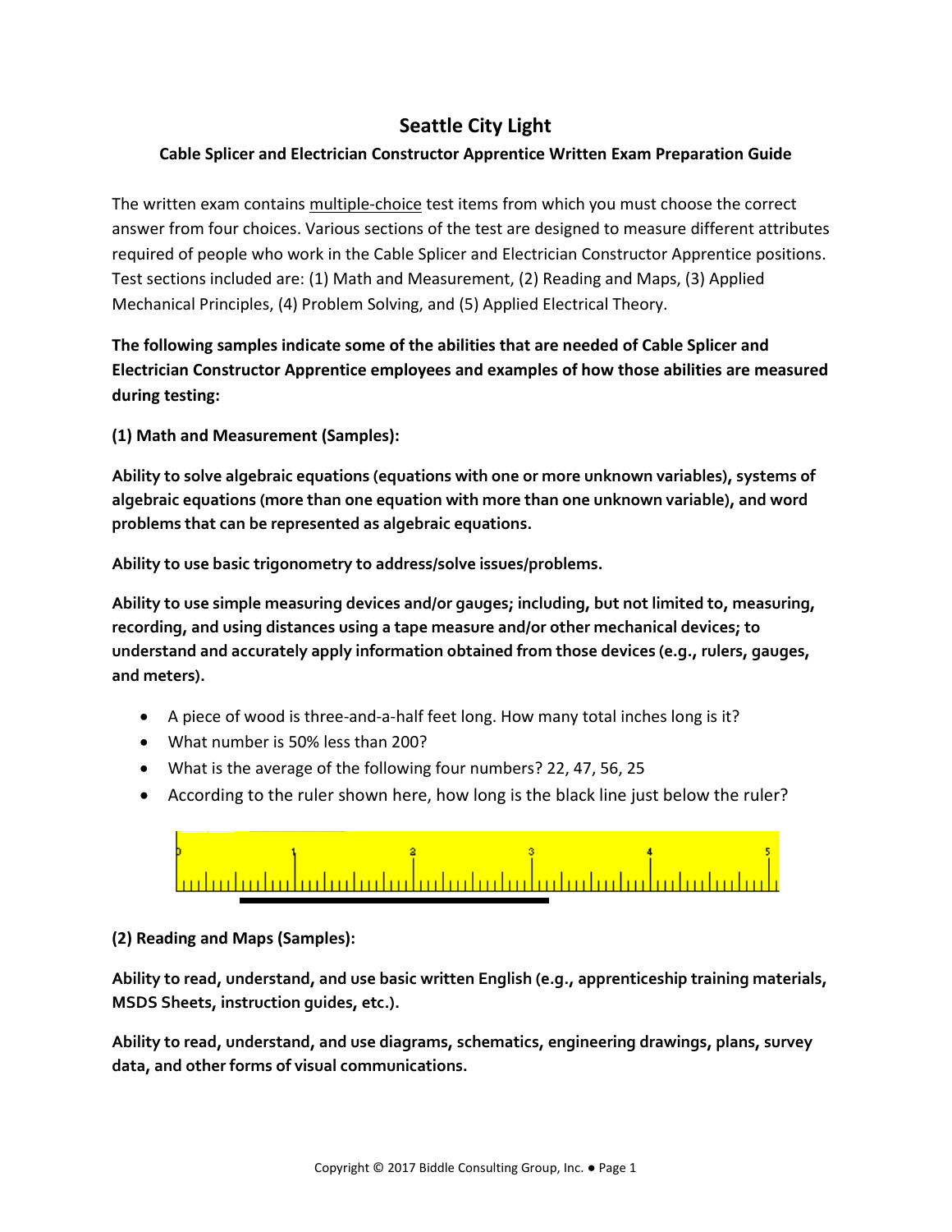# Seattle City Light

## Cable Splicer and Electrician Constructor Apprentice Written Exam Preparation Guide

The written exam contains multiple-choice test items from which you must choose the correct answer from four choices. Various sections of the test are designed to measure different attributes required of people who work in the Cable Splicer and Electrician Constructor Apprentice positions. Test sections included are: (1) Math and Measurement, (2) Reading and Maps, (3) Applied Mechanical Principles, (4) Problem Solving, and (5) Applied Electrical Theory.

**The following samples indicate some of the abilities that are needed of Cable Splicer and Electrician Constructor Apprentice employees and examples of how those abilities are measured during testing:**

**(1) Math and Measurement (Samples):**

**Ability to solve algebraic equations (equations with one or more unknown variables), systems of algebraic equations (more than one equation with more than one unknown variable), and word problems that can be represented as algebraic equations.**

**Ability to use basic trigonometry to address/solve issues/problems.**

**Ability to use simple measuring devices and/or gauges; including, but not limited to, measuring, recording, and using distances using a tape measure and/or other mechanical devices; to understand and accurately apply information obtained from those devices (e.g., rulers, gauges, and meters).**

- A piece of wood is three-and-a-half feet long. How many total inches long is it?
- What number is 50% less than 200?
- What is the average of the following four numbers? 22, 47, 56, 25
- According to the ruler shown here, how long is the black line just below the ruler?

0 1 2 3 4 5

**(2) Reading and Maps (Samples):**

**Ability to read, understand, and use basic written English (e.g., apprenticeship training materials, MSDS Sheets, instruction guides, etc.).**

**Ability to read, understand, and use diagrams, schematics, engineering drawings, plans, survey data, and other forms of visual communications.**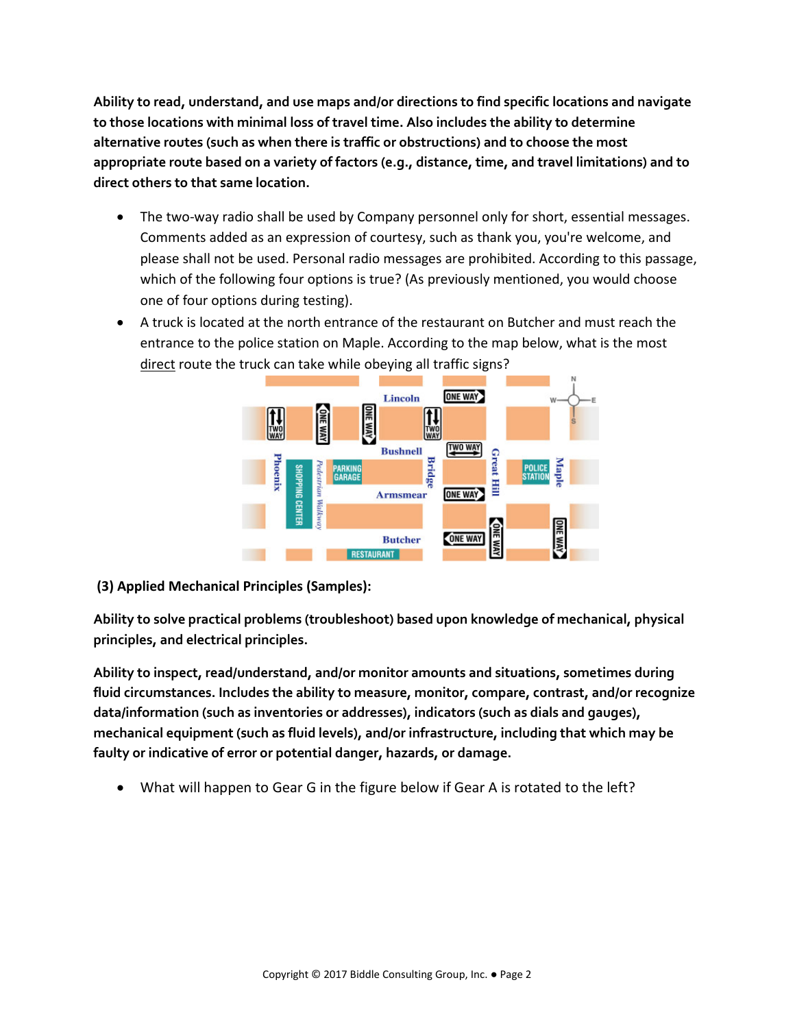**Ability to read, understand, and use maps and/or directions to find specific locations and navigate to those locations with minimal loss of travel time. Also includes the ability to determine alternative routes (such as when there is traffic or obstructions) and to choose the most appropriate route based on a variety of factors (e.g., distance, time, and travel limitations) and to direct others to that same location.**

- The two-way radio shall be used by Company personnel only for short, essential messages. Comments added as an expression of courtesy, such as thank you, you're welcome, and please shall not be used. Personal radio messages are prohibited. According to this passage, which of the following four options is true? (As previously mentioned, you would choose one of four options during testing).
- A truck is located at the north entrance of the restaurant on Butcher and must reach the entrance to the police station on Maple. According to the map below, what is the most direct route the truck can take while obeying all traffic signs?

**(3) Applied Mechanical Principles (Samples):**

**Ability to solve practical problems (troubleshoot) based upon knowledge of mechanical, physical principles, and electrical principles.**

**Ability to inspect, read/understand, and/or monitor amounts and situations, sometimes during fluid circumstances. Includes the ability to measure, monitor, compare, contrast, and/or recognize data/information (such as inventories or addresses), indicators (such as dials and gauges), mechanical equipment (such as fluid levels), and/or infrastructure, including that which may be faulty or indicative of error or potential danger, hazards, or damage.**

- What will happen to Gear G in the figure below if Gear A is rotated to the left?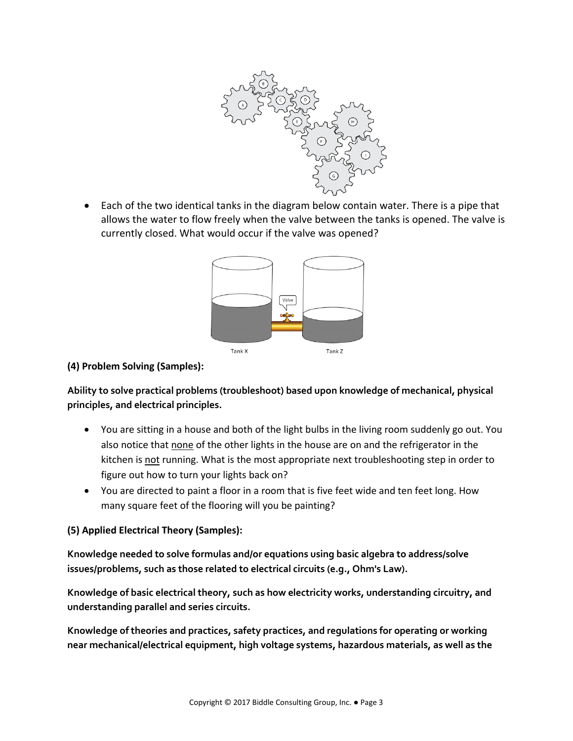- Each of the two identical tanks in the diagram below contain water. There is a pipe that allows the water to flow freely when the valve between the tanks is opened. The valve is currently closed. What would occur if the valve was opened?

**(4) Problem Solving (Samples):**

**Ability to solve practical problems (troubleshoot) based upon knowledge of mechanical, physical principles, and electrical principles.**

- You are sitting in a house and both of the light bulbs in the living room suddenly go out. You also notice that none of the other lights in the house are on and the refrigerator in the kitchen is not running. What is the most appropriate next troubleshooting step in order to figure out how to turn your lights back on?
- You are directed to paint a floor in a room that is five feet wide and ten feet long. How many square feet of the flooring will you be painting?

**(5) Applied Electrical Theory (Samples):**

**Knowledge needed to solve formulas and/or equations using basic algebra to address/solve issues/problems, such as those related to electrical circuits (e.g., Ohm's Law).**

**Knowledge of basic electrical theory, such as how electricity works, understanding circuitry, and understanding parallel and series circuits.**

**Knowledge of theories and practices, safety practices, and regulations for operating or working near mechanical/electrical equipment, high voltage systems, hazardous materials, as well as the**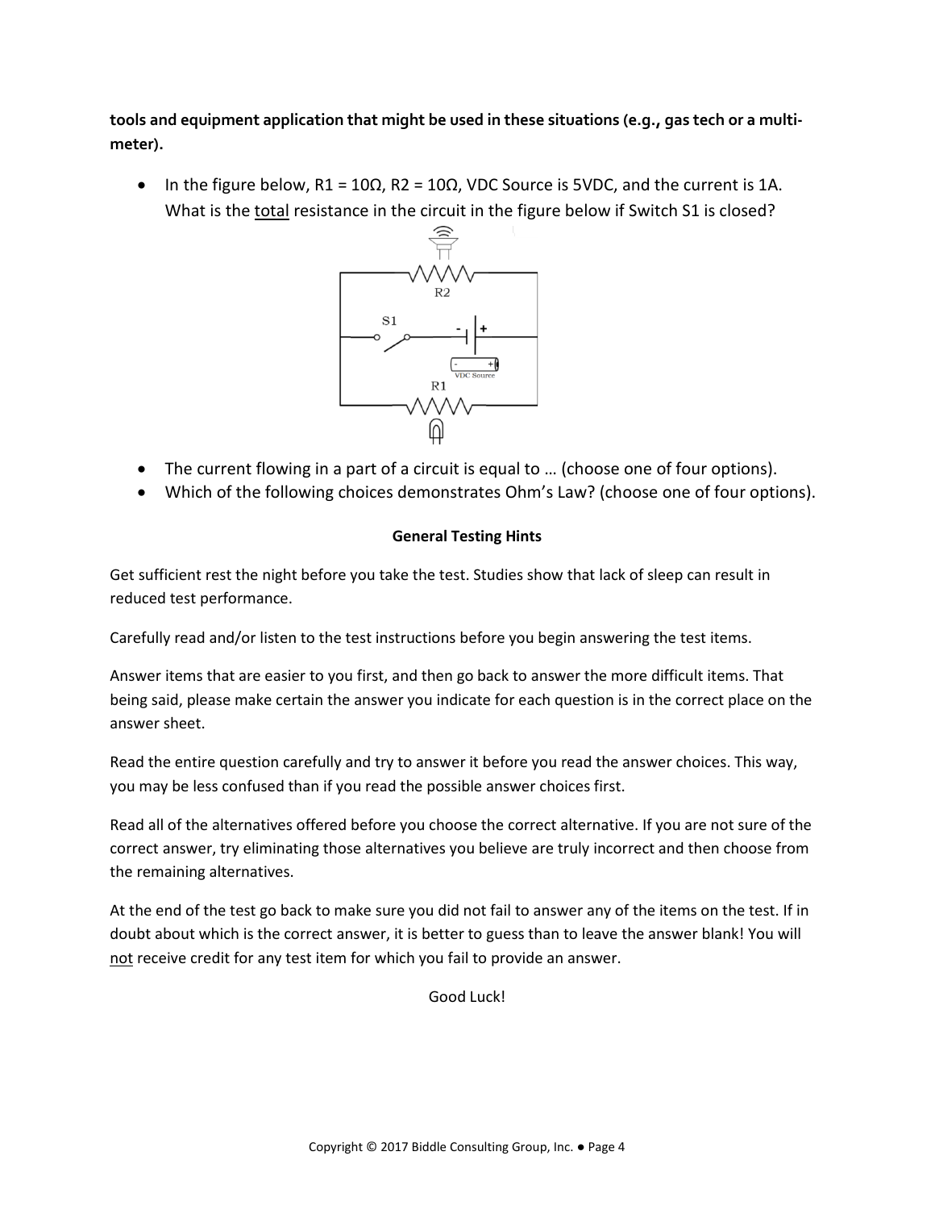**tools and equipment application that might be used in these situations (e.g., gas tech or a multi-meter).**

- In the figure below, R1 = 10Ω, R2 = 10Ω, VDC Source is 5VDC, and the current is 1A. What is the total resistance in the circuit in the figure below if Switch S1 is closed?

R2

S1

VDC Source

R1

- The current flowing in a part of a circuit is equal to … (choose one of four options).
- Which of the following choices demonstrates Ohm's Law? (choose one of four options).

**General Testing Hints**

Get sufficient rest the night before you take the test. Studies show that lack of sleep can result in reduced test performance.

Carefully read and/or listen to the test instructions before you begin answering the test items.

Answer items that are easier to you first, and then go back to answer the more difficult items. That being said, please make certain the answer you indicate for each question is in the correct place on the answer sheet.

Read the entire question carefully and try to answer it before you read the answer choices. This way, you may be less confused than if you read the possible answer choices first.

Read all of the alternatives offered before you choose the correct alternative. If you are not sure of the correct answer, try eliminating those alternatives you believe are truly incorrect and then choose from the remaining alternatives.

At the end of the test go back to make sure you did not fail to answer any of the items on the test. If in doubt about which is the correct answer, it is better to guess than to leave the answer blank! You will not receive credit for any test item for which you fail to provide an answer.

Good Luck!